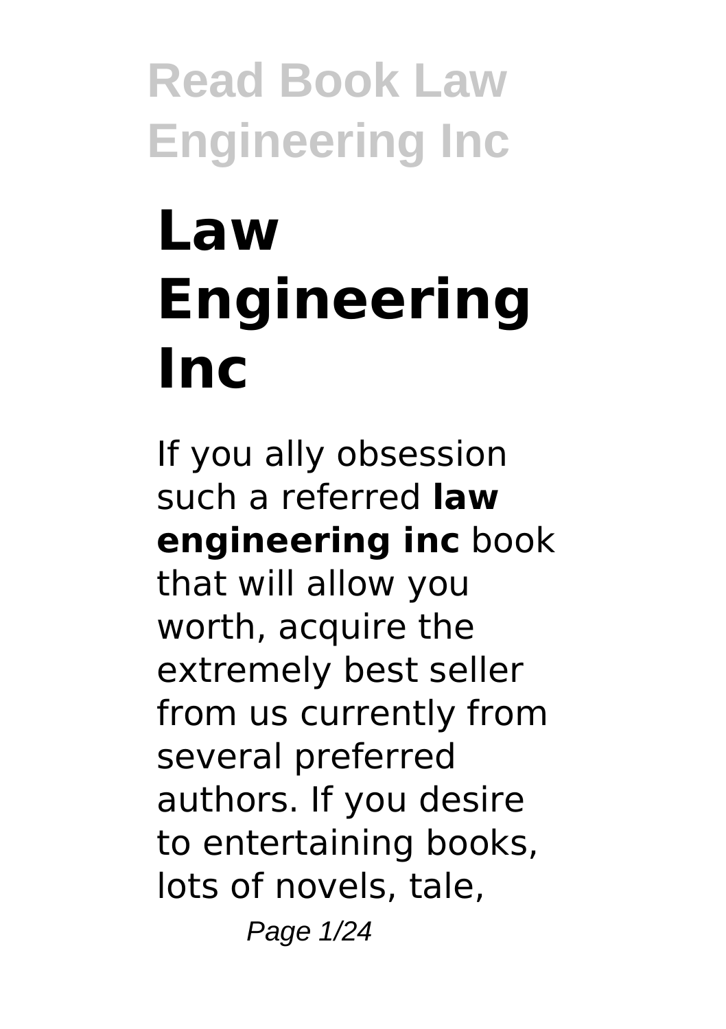# Law Engineering Inc

If you ally obsession such a referred **law engineering inc** book that will allow you worth, acquire the extremely best seller from us currently from several preferred authors. If you desire to entertaining books, lots of novels, tale,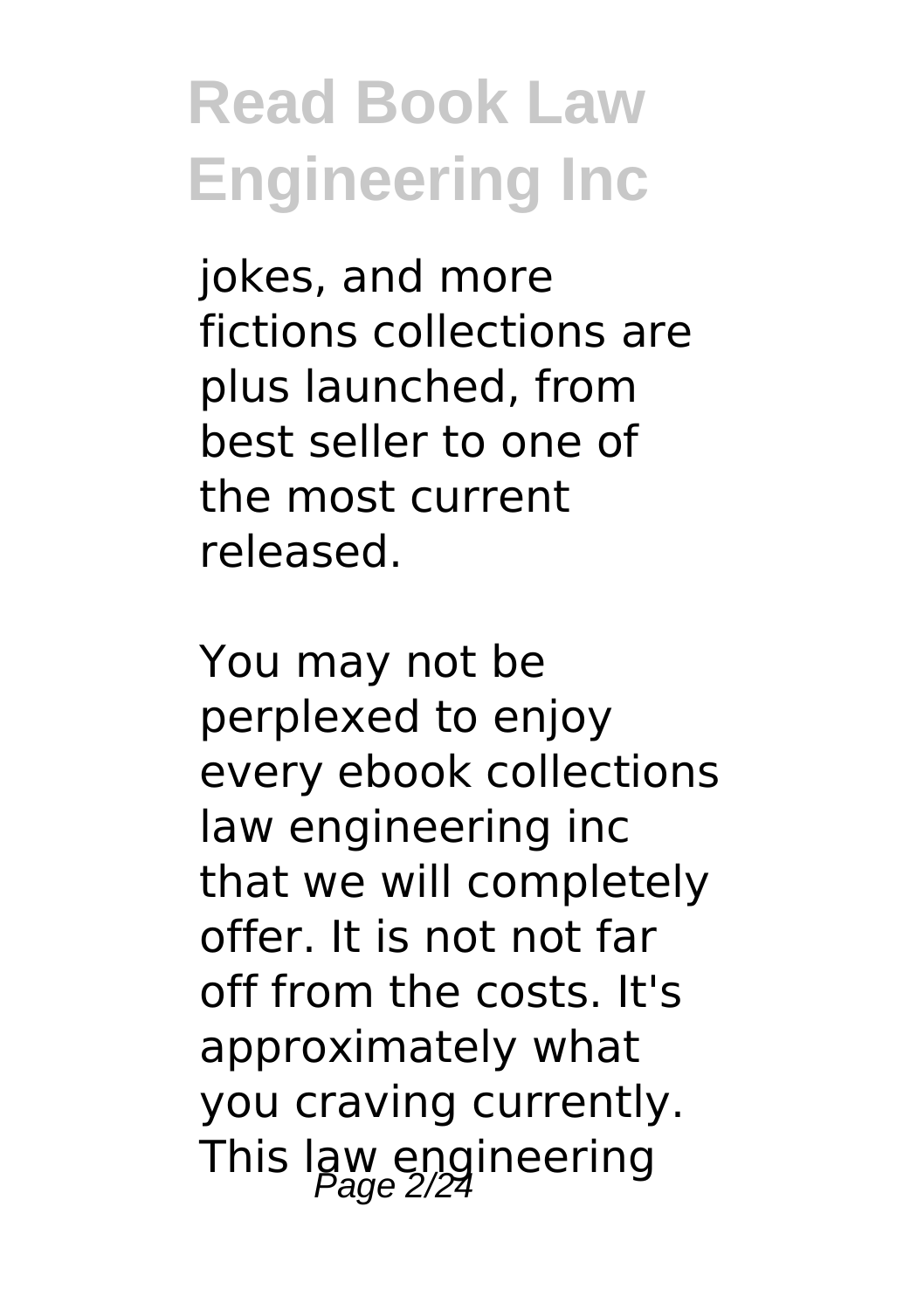jokes, and more fictions collections are plus launched, from best seller to one of the most current released.

You may not be perplexed to enjoy every ebook collections law engineering inc that we will completely offer. It is not not far off from the costs. It's approximately what you craving currently. This law engineering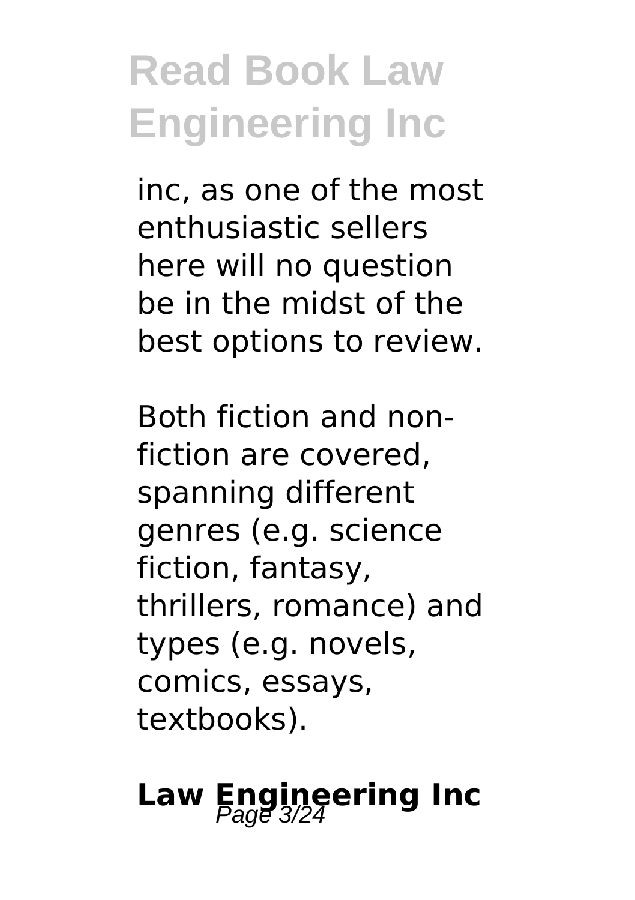inc, as one of the most enthusiastic sellers here will no question be in the midst of the best options to review.

Both fiction and non-fiction are covered, spanning different genres (e.g. science fiction, fantasy, thrillers, romance) and types (e.g. novels, comics, essays, textbooks).

## Law Engineering Inc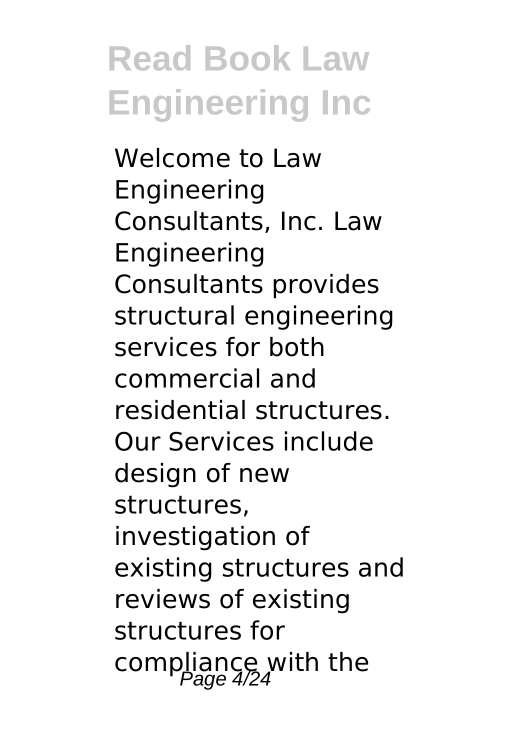Welcome to Law Engineering Consultants, Inc. Law Engineering Consultants provides structural engineering services for both commercial and residential structures. Our Services include design of new structures, investigation of existing structures and reviews of existing structures for compliance with the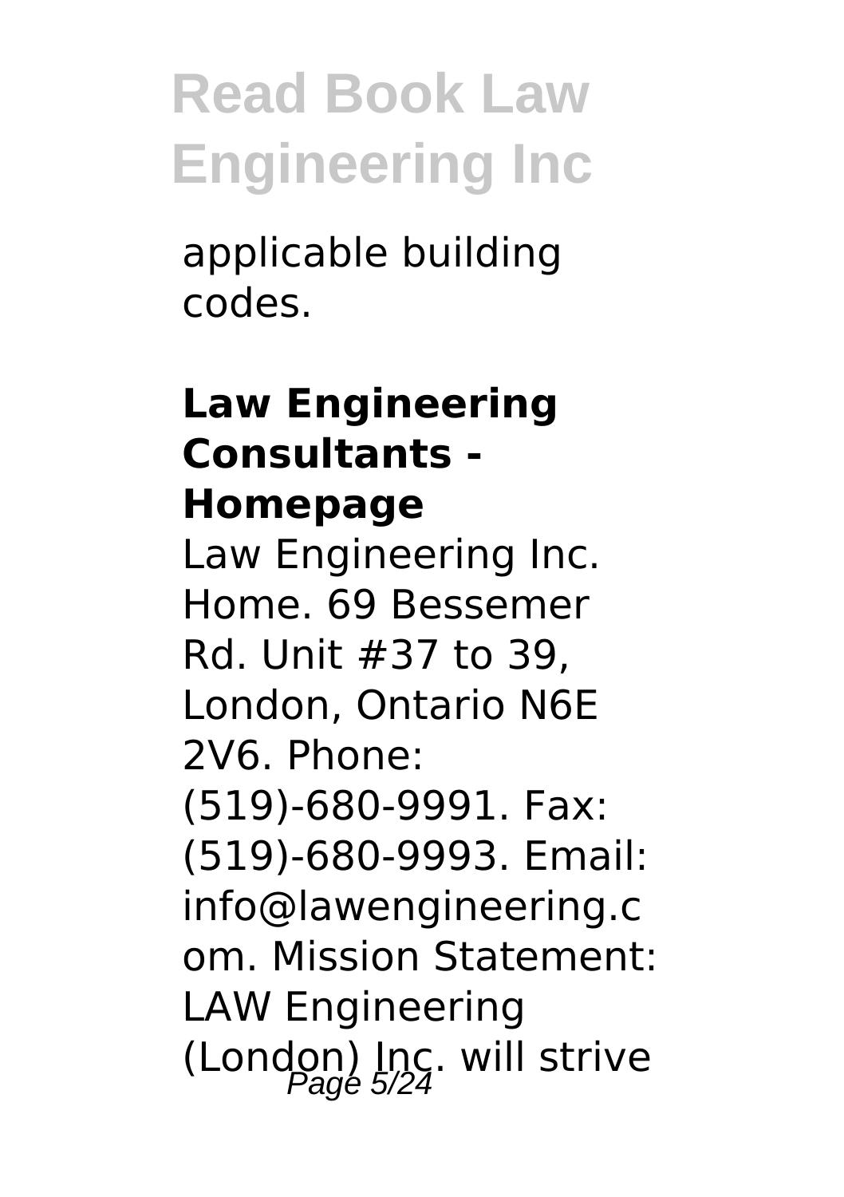applicable building codes.

### Law Engineering Consultants - Homepage

Law Engineering Inc. Home. 69 Bessemer Rd. Unit #37 to 39, London, Ontario N6E 2V6. Phone: (519)-680-9991. Fax: (519)-680-9993. Email: info@lawengineering.com. Mission Statement: LAW Engineering (London) Inc. will strive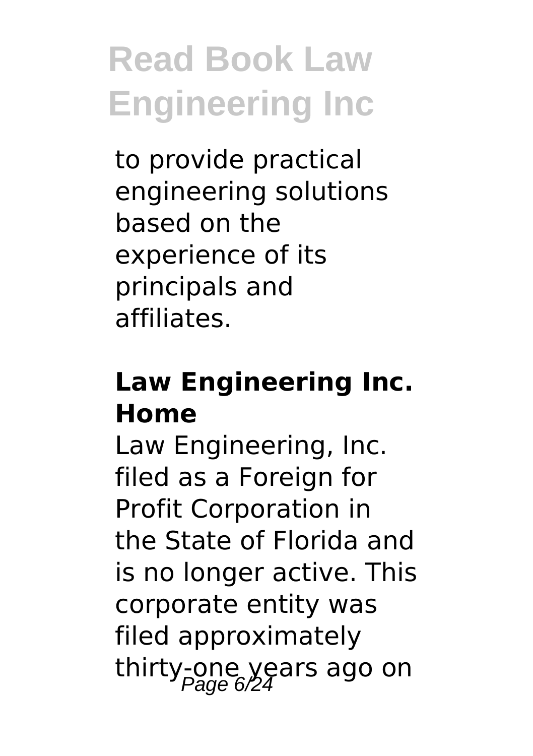to provide practical engineering solutions based on the experience of its principals and affiliates.

### Law Engineering Inc. Home

Law Engineering, Inc. filed as a Foreign for Profit Corporation in the State of Florida and is no longer active. This corporate entity was filed approximately thirty-one years ago on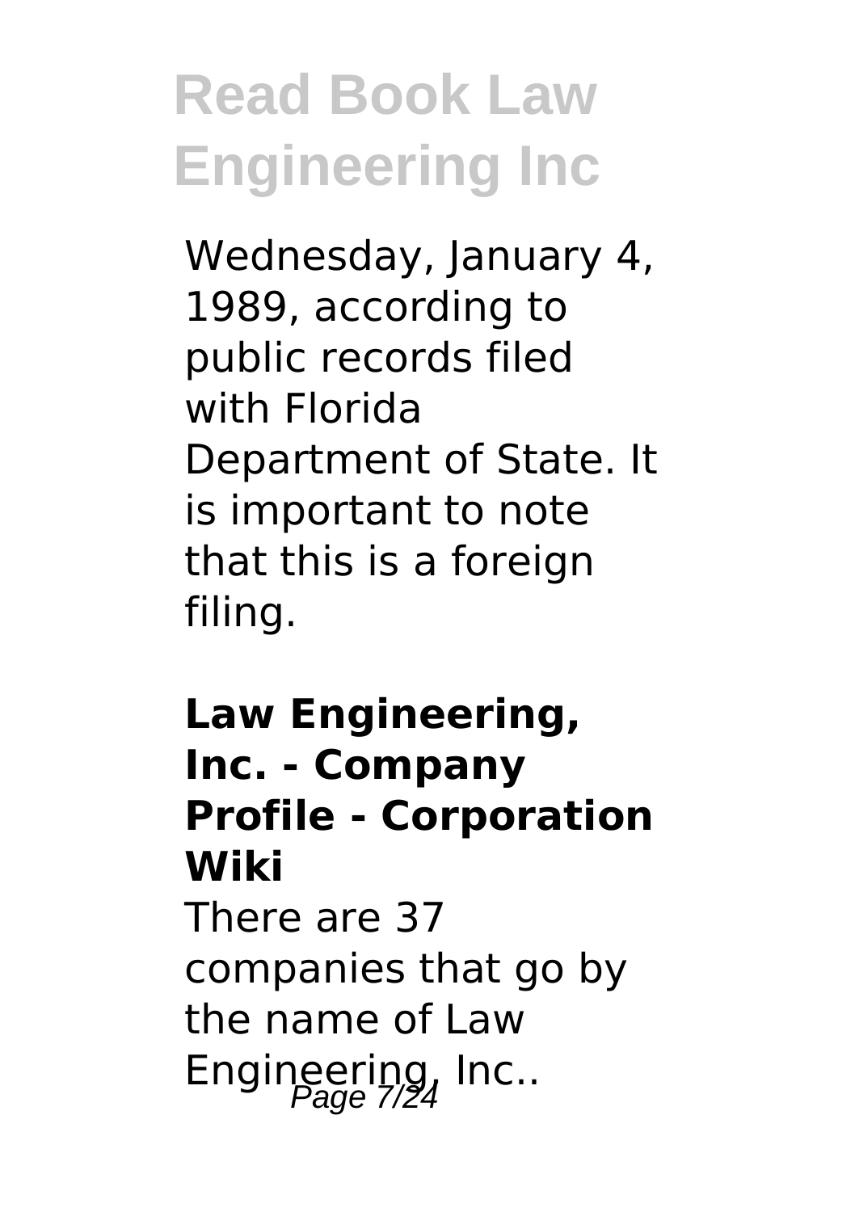Wednesday, January 4, 1989, according to public records filed with Florida Department of State. It is important to note that this is a foreign filing.

**Law Engineering, Inc. - Company Profile - Corporation Wiki**

There are 37 companies that go by the name of Law Engineering, Inc..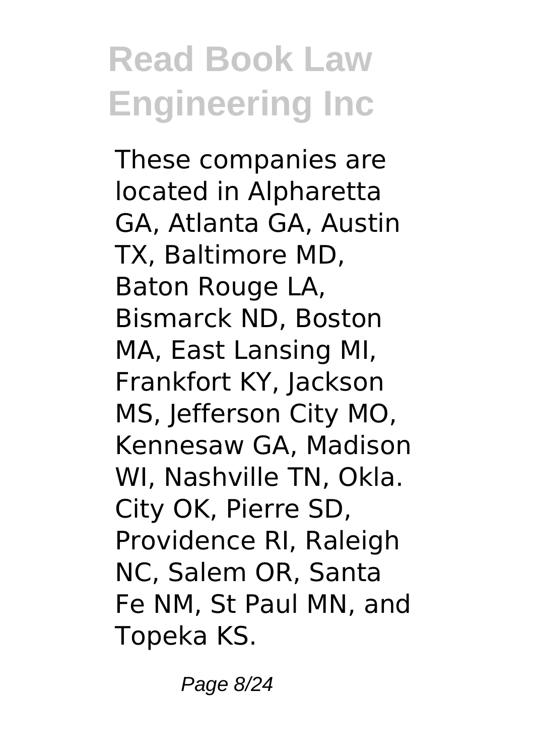# Read Book Law Engineering Inc

These companies are located in Alpharetta GA, Atlanta GA, Austin TX, Baltimore MD, Baton Rouge LA, Bismarck ND, Boston MA, East Lansing MI, Frankfort KY, Jackson MS, Jefferson City MO, Kennesaw GA, Madison WI, Nashville TN, Okla. City OK, Pierre SD, Providence RI, Raleigh NC, Salem OR, Santa Fe NM, St Paul MN, and Topeka KS.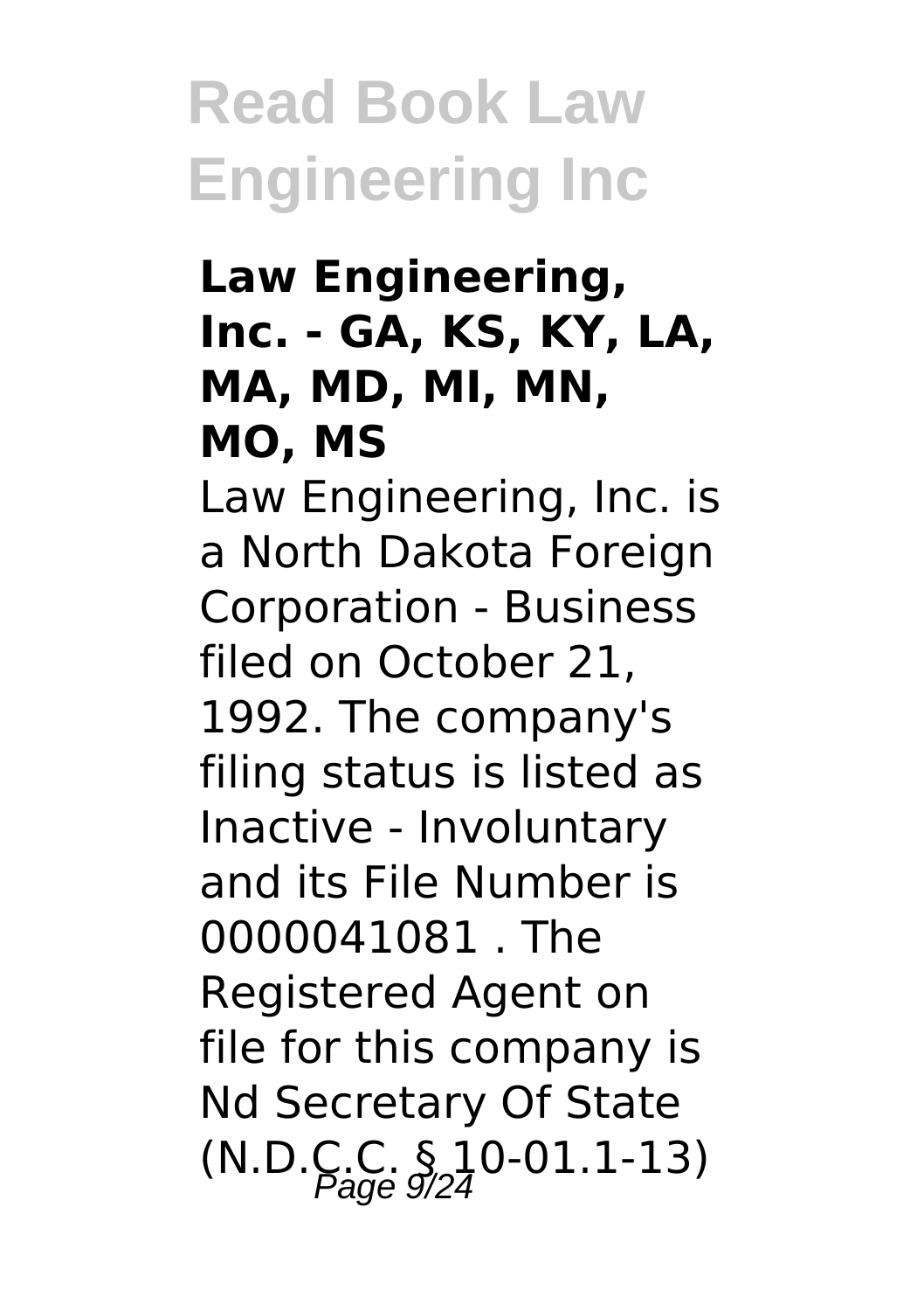### Law Engineering, Inc. - GA, KS, KY, LA, MA, MD, MI, MN, MO, MS

Law Engineering, Inc. is a North Dakota Foreign Corporation - Business filed on October 21, 1992. The company's filing status is listed as Inactive - Involuntary and its File Number is 0000041081 . The Registered Agent on file for this company is Nd Secretary Of State (N.D.C.C. § 10-01.1-13)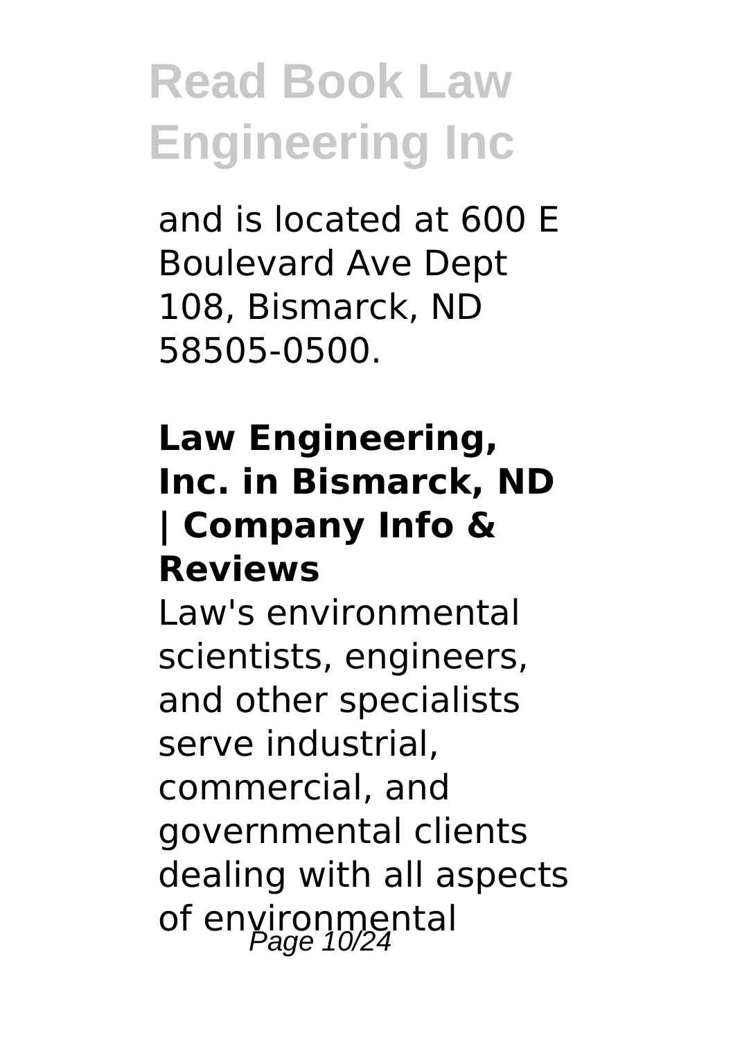and is located at 600 E Boulevard Ave Dept 108, Bismarck, ND 58505-0500.

### Law Engineering, Inc. in Bismarck, ND | Company Info & Reviews

Law's environmental scientists, engineers, and other specialists serve industrial, commercial, and governmental clients dealing with all aspects of environmental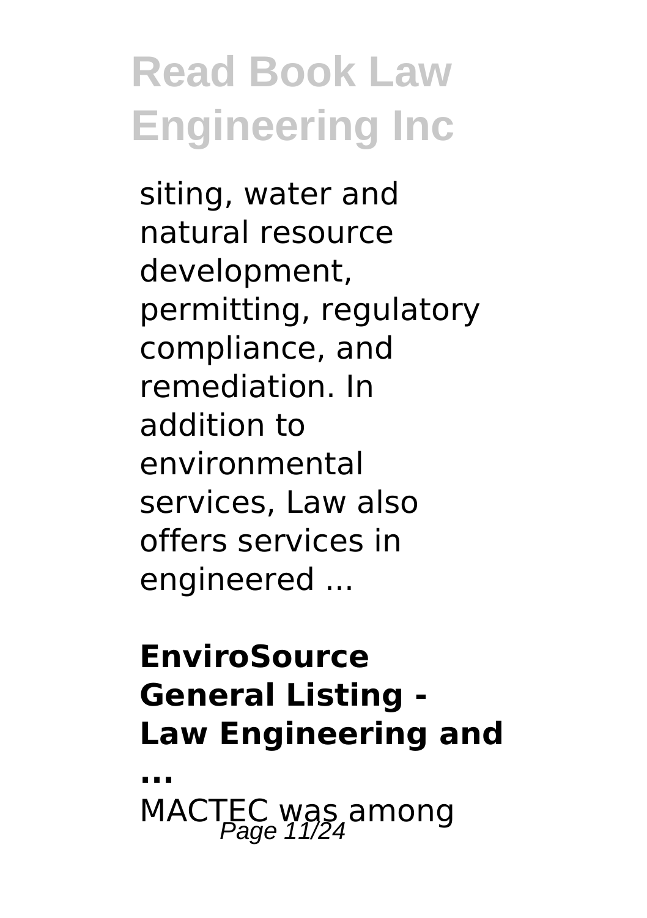siting, water and natural resource development, permitting, regulatory compliance, and remediation. In addition to environmental services, Law also offers services in engineered ...

### EnviroSource General Listing - Law Engineering and ...

MACTEC was among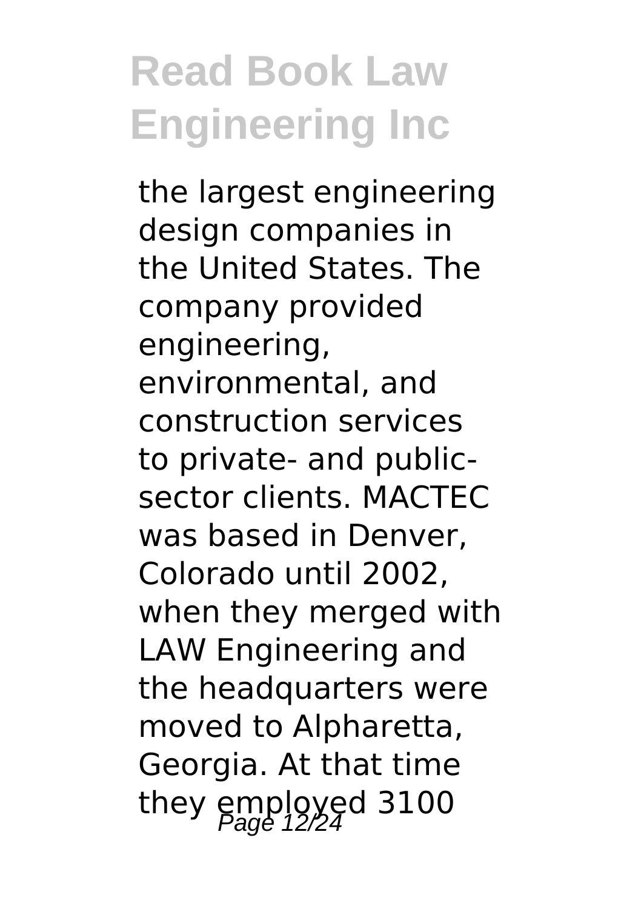the largest engineering design companies in the United States. The company provided engineering, environmental, and construction services to private- and public-sector clients. MACTEC was based in Denver, Colorado until 2002, when they merged with LAW Engineering and the headquarters were moved to Alpharetta, Georgia. At that time they employed 3100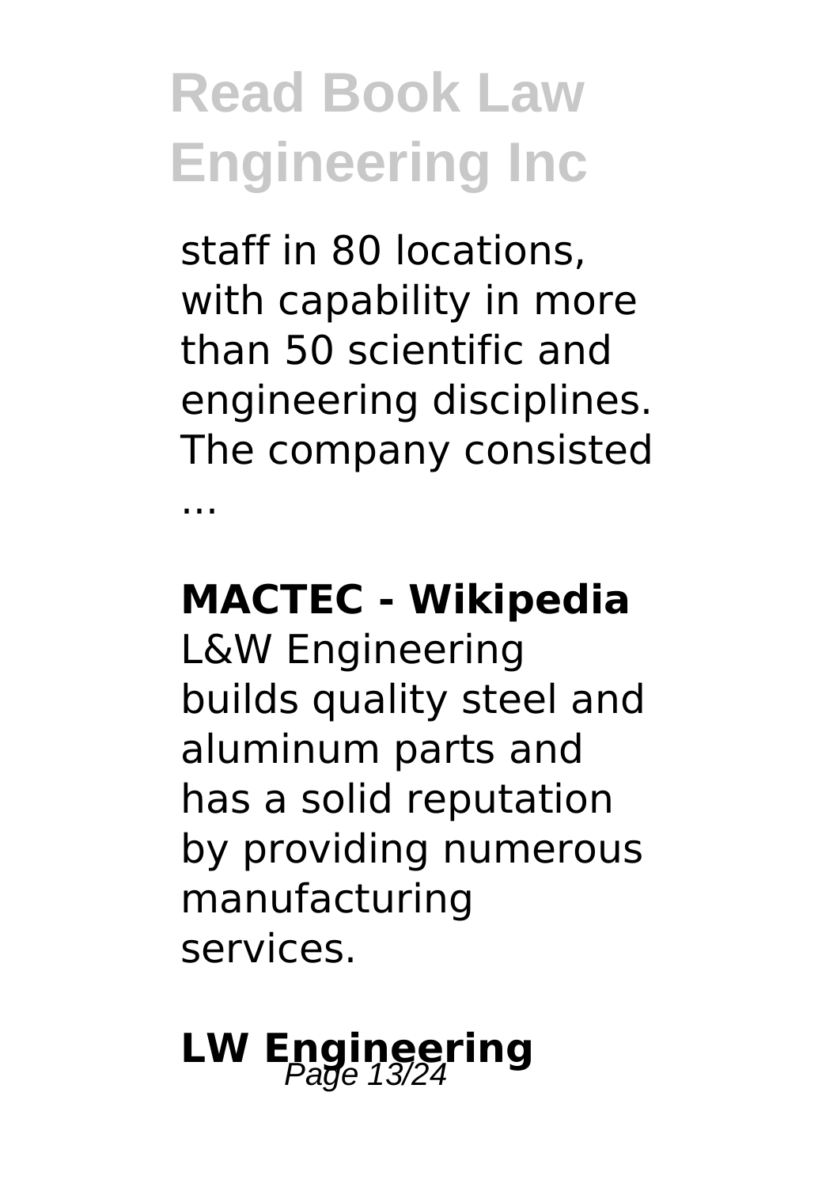staff in 80 locations, with capability in more than 50 scientific and engineering disciplines. The company consisted ...

**MACTEC - Wikipedia**

L&W Engineering builds quality steel and aluminum parts and has a solid reputation by providing numerous manufacturing services.

## LW Engineering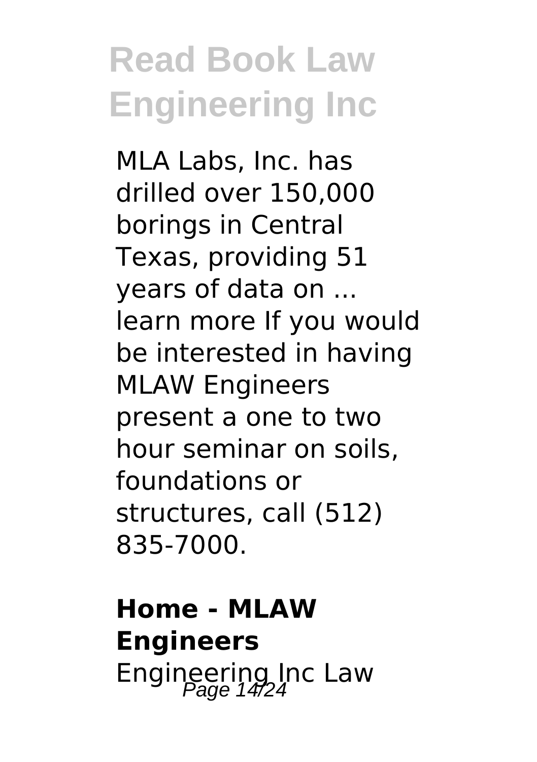MLA Labs, Inc. has drilled over 150,000 borings in Central Texas, providing 51 years of data on ... learn more If you would be interested in having MLAW Engineers present a one to two hour seminar on soils, foundations or structures, call (512) 835-7000.

**Home - MLAW Engineers**

Engineering Inc Law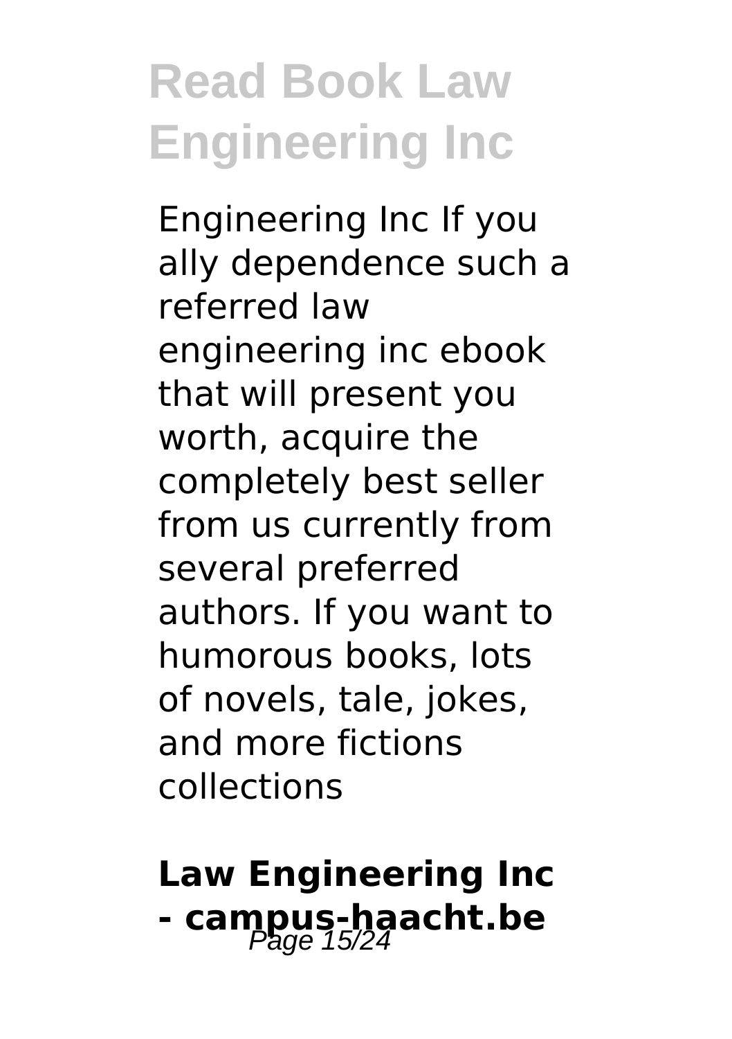Engineering Inc If you ally dependence such a referred law engineering inc ebook that will present you worth, acquire the completely best seller from us currently from several preferred authors. If you want to humorous books, lots of novels, tale, jokes, and more fictions collections

## Law Engineering Inc - campus-haacht.be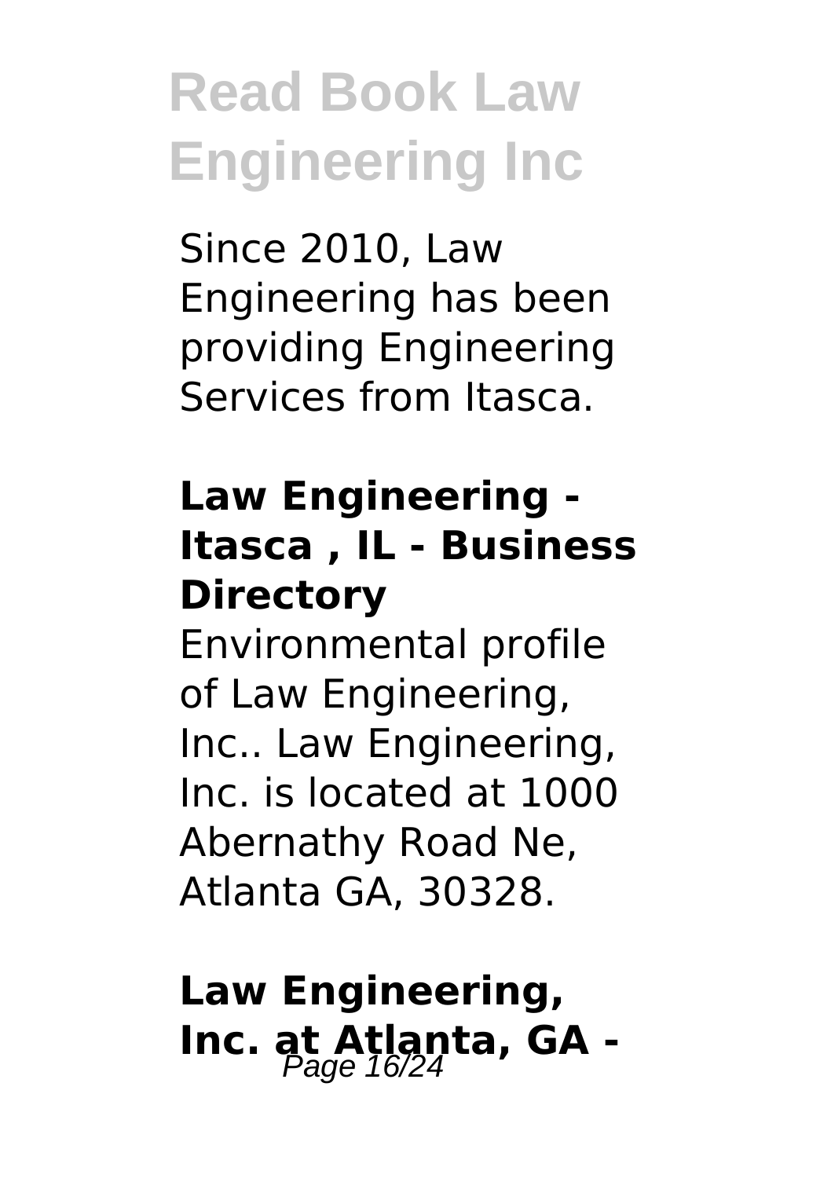Since 2010, Law Engineering has been providing Engineering Services from Itasca.

### Law Engineering - Itasca , IL - Business Directory

Environmental profile of Law Engineering, Inc.. Law Engineering, Inc. is located at 1000 Abernathy Road Ne, Atlanta GA, 30328.

### Law Engineering, Inc. at Atlanta, GA -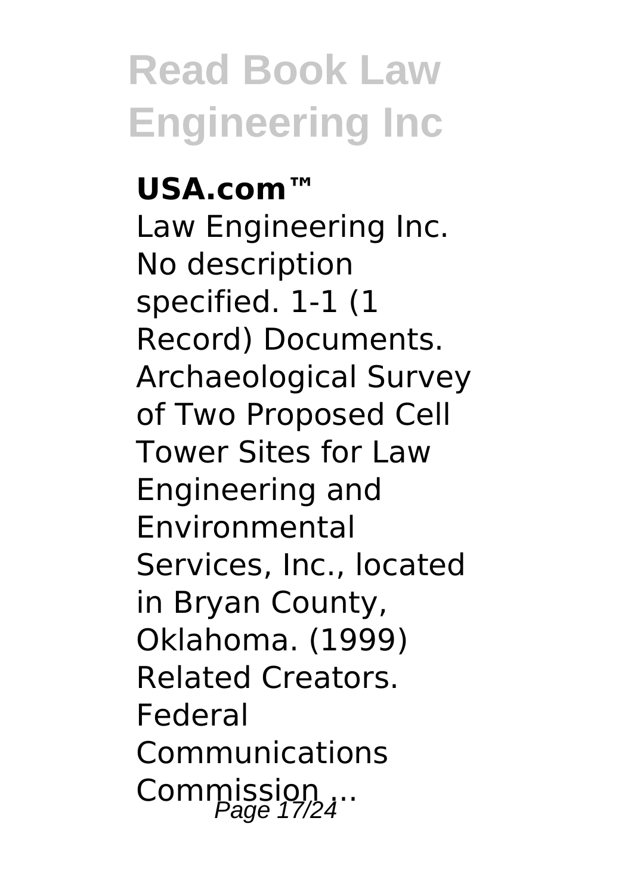**USA.com™**

Law Engineering Inc. No description specified. 1-1 (1 Record) Documents. Archaeological Survey of Two Proposed Cell Tower Sites for Law Engineering and Environmental Services, Inc., located in Bryan County, Oklahoma. (1999) Related Creators. Federal Communications Commission ...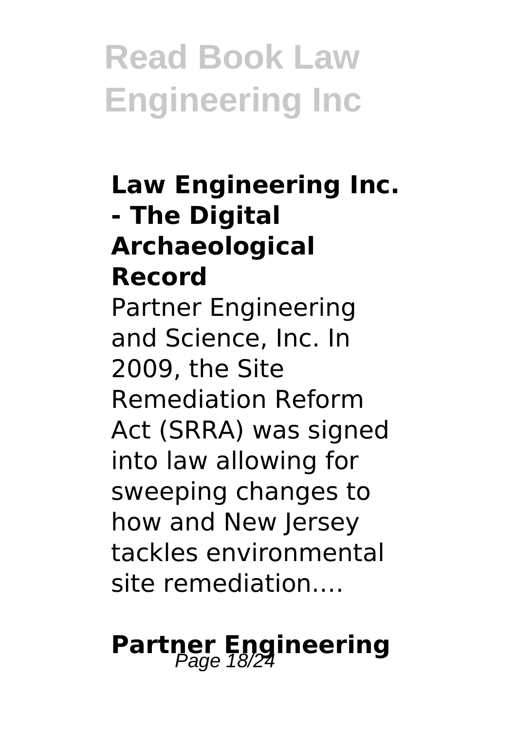### Law Engineering Inc. - The Digital Archaeological Record

Partner Engineering and Science, Inc. In 2009, the Site Remediation Reform Act (SRRA) was signed into law allowing for sweeping changes to how and New Jersey tackles environmental site remediation....

### Partner Engineering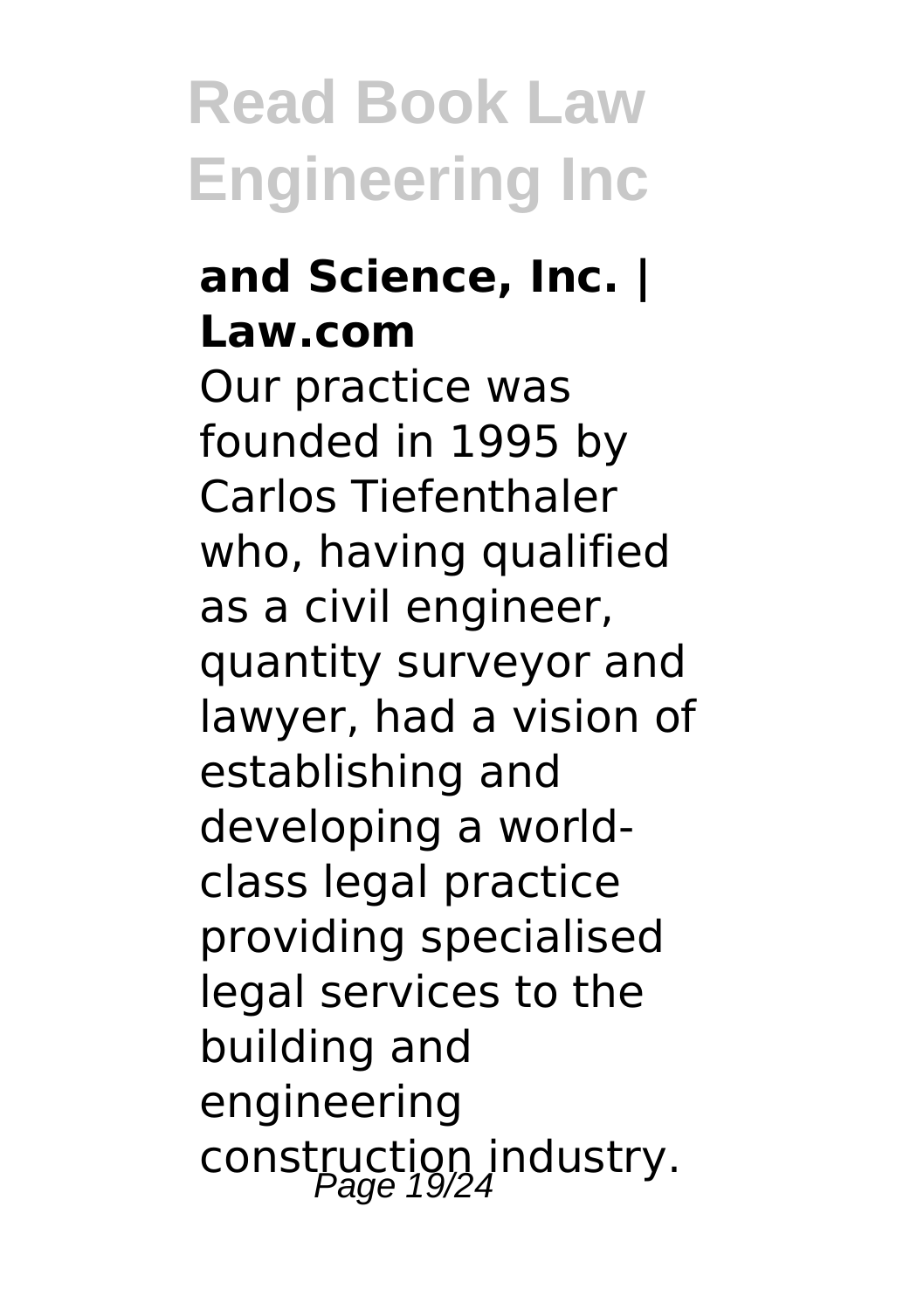**and Science, Inc. | Law.com**

Our practice was founded in 1995 by Carlos Tiefenthaler who, having qualified as a civil engineer, quantity surveyor and lawyer, had a vision of establishing and developing a world-class legal practice providing specialised legal services to the building and engineering construction industry.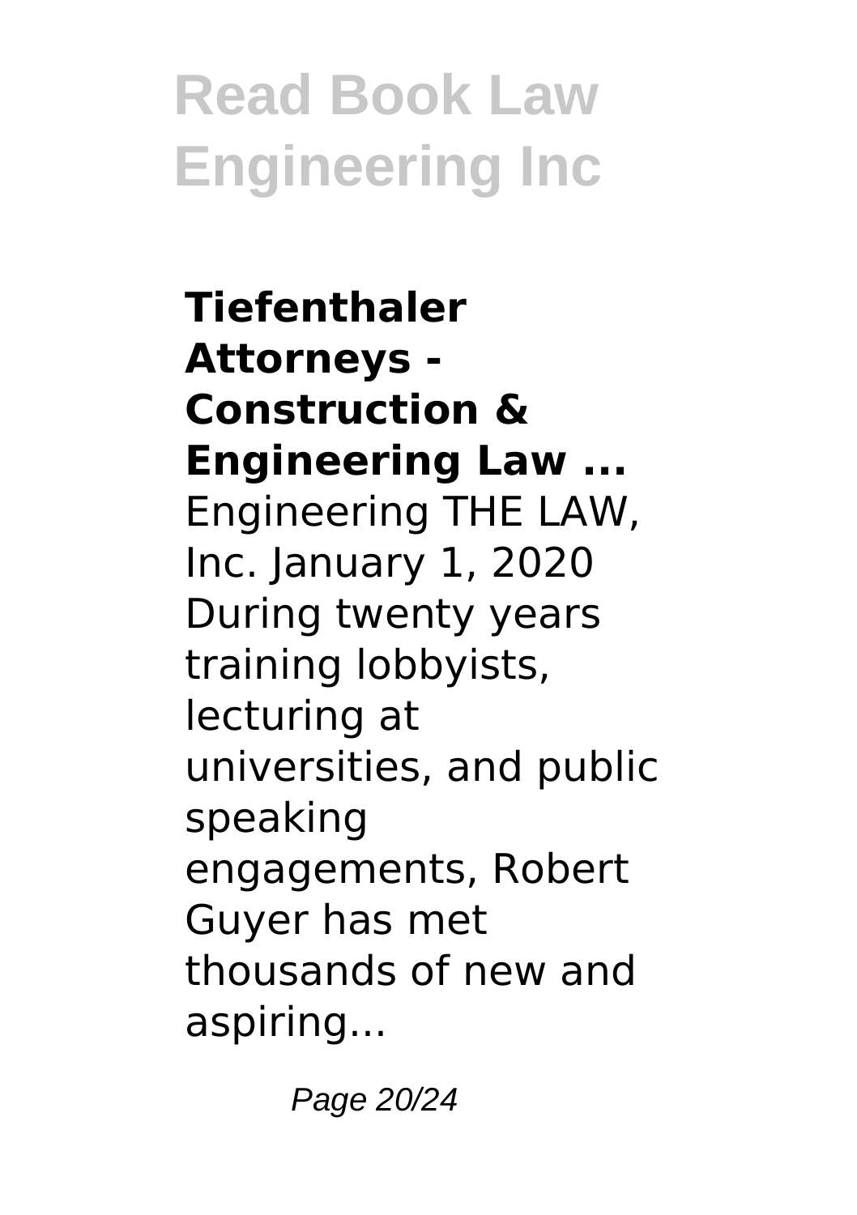**Tiefenthaler Attorneys - Construction & Engineering Law ...**

Engineering THE LAW, Inc. January 1, 2020 During twenty years training lobbyists, lecturing at universities, and public speaking engagements, Robert Guyer has met thousands of new and aspiring...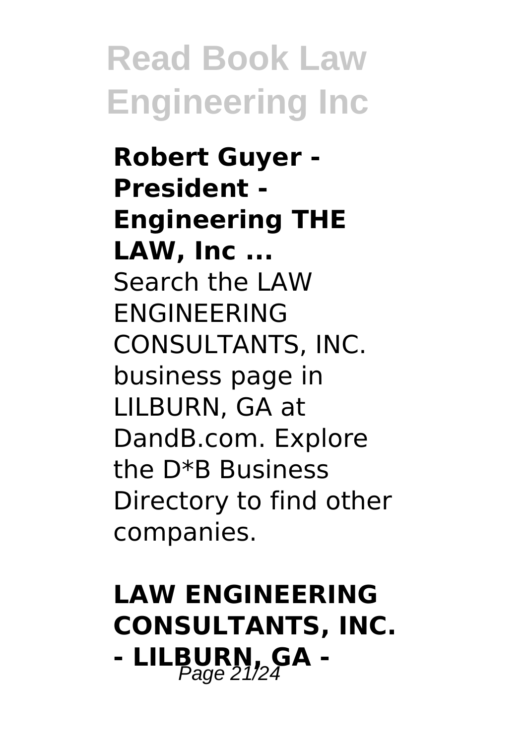**Robert Guyer - President - Engineering THE LAW, Inc ...**

Search the LAW ENGINEERING CONSULTANTS, INC. business page in LILBURN, GA at DandB.com. Explore the D*B Business Directory to find other companies.

**LAW ENGINEERING CONSULTANTS, INC. - LILBURN, GA -**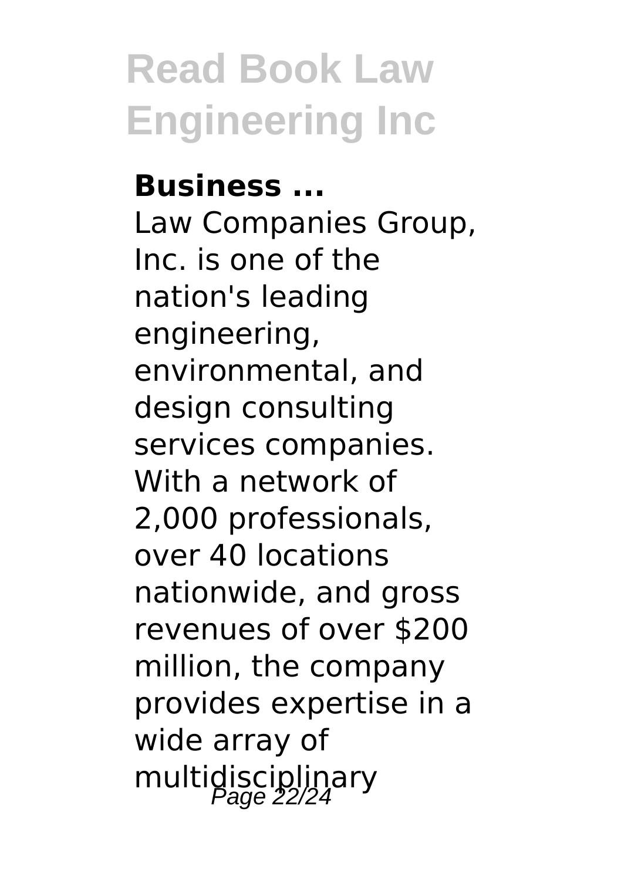**Business ...**

Law Companies Group, Inc. is one of the nation's leading engineering, environmental, and design consulting services companies. With a network of 2,000 professionals, over 40 locations nationwide, and gross revenues of over $200 million, the company provides expertise in a wide array of multidisciplinary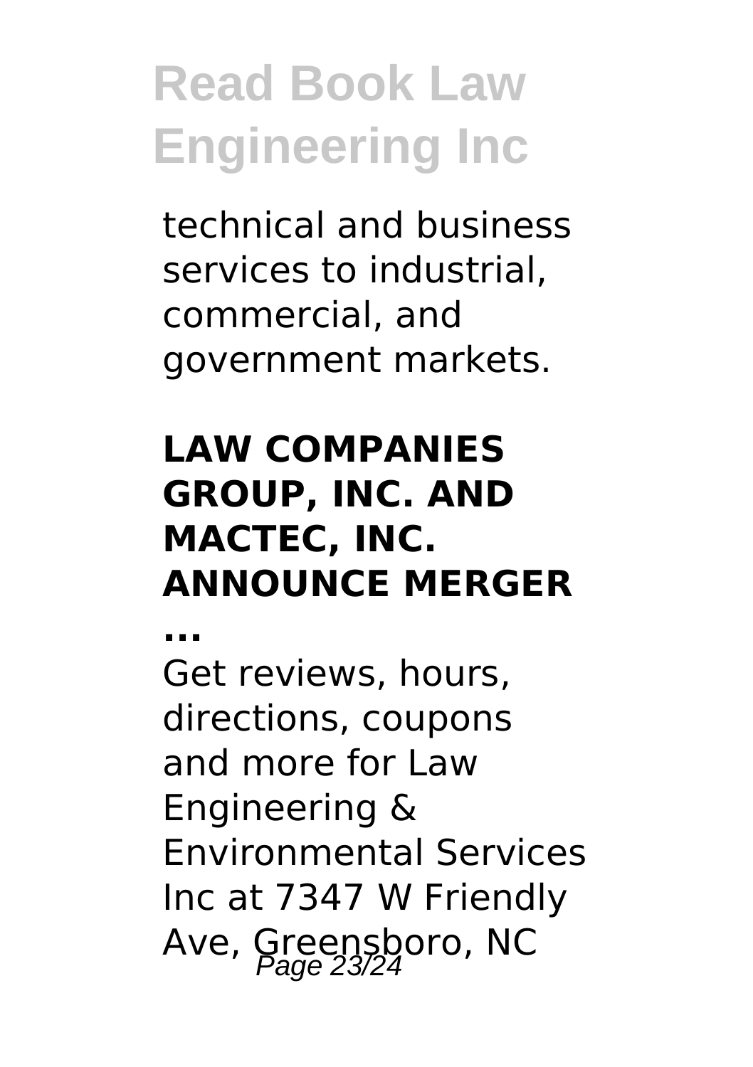technical and business services to industrial, commercial, and government markets.

### LAW COMPANIES GROUP, INC. AND MACTEC, INC. ANNOUNCE MERGER ...

Get reviews, hours, directions, coupons and more for Law Engineering & Environmental Services Inc at 7347 W Friendly Ave, Greensboro, NC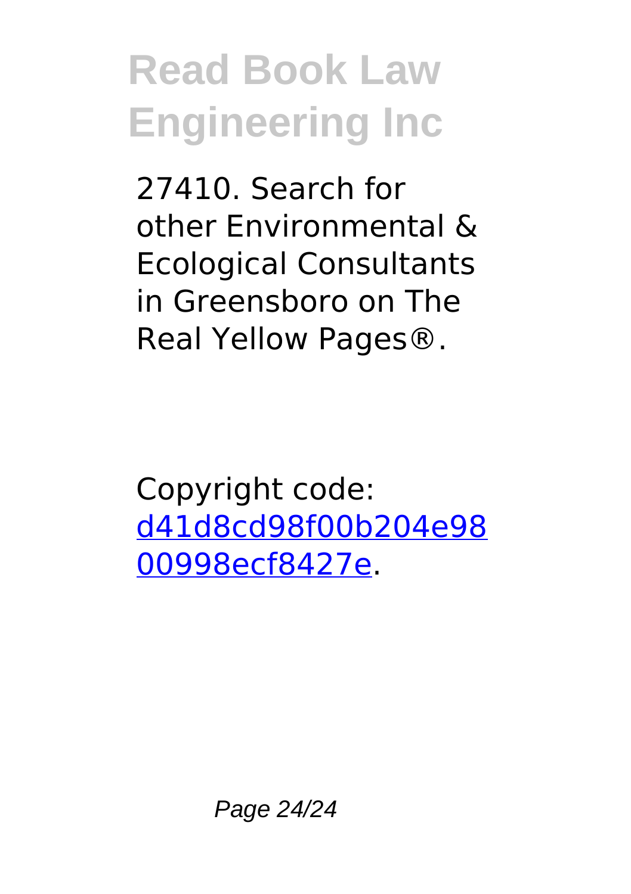27410. Search for other Environmental & Ecological Consultants in Greensboro on The Real Yellow Pages®.

Copyright code: d41d8cd98f00b204e9800998ecf8427e.